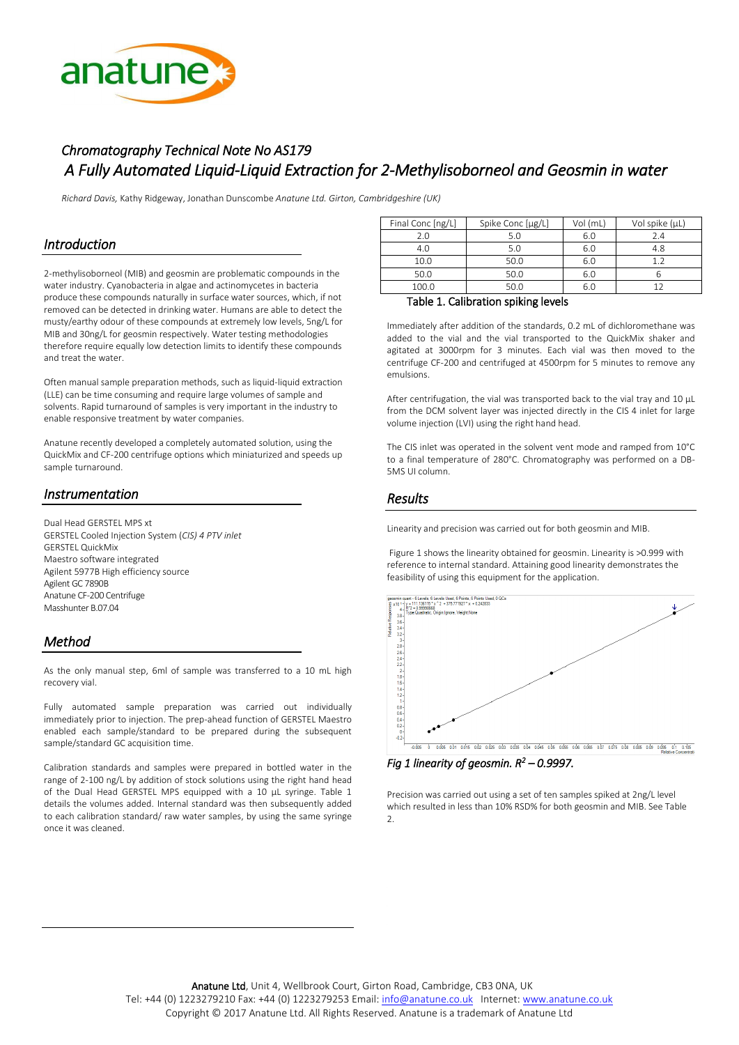## Chromatography Technical Note No AS179

# A Fully Automated Liquid-Liquid Extraction for 2-Methylisoborneol and Geosmin in water

*Richard Davis,* Kathy Ridgeway, Jonathan Dunscombe *Anatune Ltd. Girton, Cambridgeshire (UK)*

## Introduction

2-methylisoborneol (MIB) and geosmin are problematic compounds in the water industry. Cyanobacteria in algae and actinomycetes in bacteria produce these compounds naturally in surface water sources, which, if not removed can be detected in drinking water. Humans are able to detect the musty/earthy odour of these compounds at extremely low levels, 5ng/L for MIB and 30ng/L for geosmin respectively. Water testing methodologies therefore require equally low detection limits to identify these compounds and treat the water.

Often manual sample preparation methods, such as liquid-liquid extraction (LLE) can be time consuming and require large volumes of sample and solvents. Rapid turnaround of samples is very important in the industry to enable responsive treatment by water companies.

Anatune recently developed a completely automated solution, using the QuickMix and CF-200 centrifuge options which miniaturized and speeds up sample turnaround.

## Instrumentation

Dual Head GERSTEL MPS xt
GERSTEL Cooled Injection System (*CIS) 4 PTV inlet*
GERSTEL QuickMix
Maestro software integrated
Agilent 5977B High efficiency source
Agilent GC 7890B
Anatune CF-200 Centrifuge
Masshunter B.07.04

## Method

As the only manual step, 6ml of sample was transferred to a 10 mL high recovery vial.

Fully automated sample preparation was carried out individually immediately prior to injection. The prep-ahead function of GERSTEL Maestro enabled each sample/standard to be prepared during the subsequent sample/standard GC acquisition time.

Calibration standards and samples were prepared in bottled water in the range of 2-100 ng/L by addition of stock solutions using the right hand head of the Dual Head GERSTEL MPS equipped with a 10 µL syringe. Table 1 details the volumes added. Internal standard was then subsequently added to each calibration standard/ raw water samples, by using the same syringe once it was cleaned.

| Final Conc [ng/L] | Spike Conc [µg/L] | Vol (mL) | Vol spike (µL) |
|---|---|---|---|
| 2.0 | 5.0 | 6.0 | 2.4 |
| 4.0 | 5.0 | 6.0 | 4.8 |
| 10.0 | 50.0 | 6.0 | 1.2 |
| 50.0 | 50.0 | 6.0 | 6 |
| 100.0 | 50.0 | 6.0 | 12 |

Table 1. Calibration spiking levels

Immediately after addition of the standards, 0.2 mL of dichloromethane was added to the vial and the vial transported to the QuickMix shaker and agitated at 3000rpm for 3 minutes. Each vial was then moved to the centrifuge CF-200 and centrifuged at 4500rpm for 5 minutes to remove any emulsions.

After centrifugation, the vial was transported back to the vial tray and 10 µL from the DCM solvent layer was injected directly in the CIS 4 inlet for large volume injection (LVI) using the right hand head.

The CIS inlet was operated in the solvent vent mode and ramped from 10°C to a final temperature of 280°C. Chromatography was performed on a DB-5MS UI column.

## Results

Linearity and precision was carried out for both geosmin and MIB.

Figure 1 shows the linearity obtained for geosmin. Linearity is >0.999 with reference to internal standard. Attaining good linearity demonstrates the feasibility of using this equipment for the application.

*Fig 1 linearity of geosmin. $R^2$ – 0.9997.*

Precision was carried out using a set of ten samples spiked at 2ng/L level which resulted in less than 10% RSD% for both geosmin and MIB. See Table 2.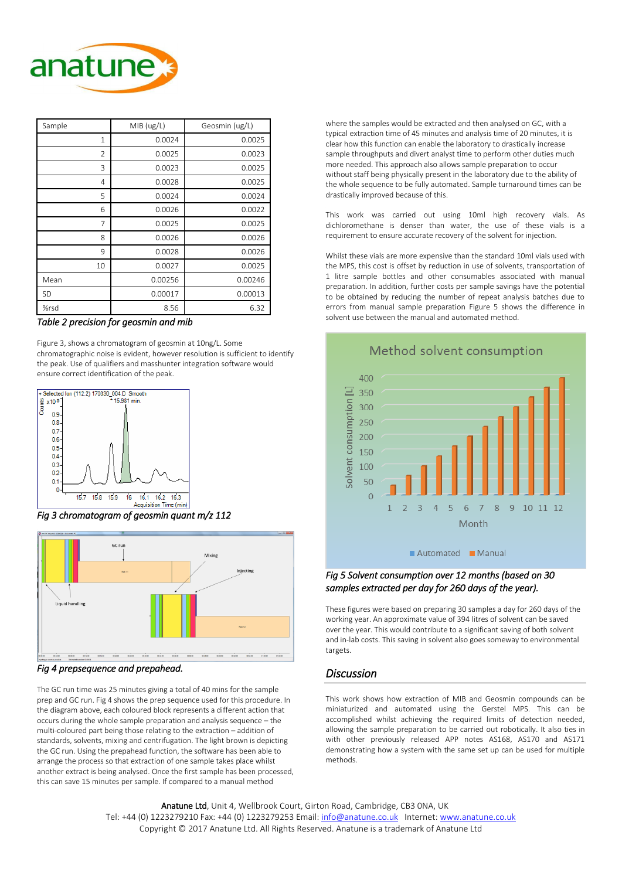| Sample | MIB (ug/L) | Geosmin (ug/L) |
|---|---|---|
| 1 | 0.0024 | 0.0025 |
| 2 | 0.0025 | 0.0023 |
| 3 | 0.0023 | 0.0025 |
| 4 | 0.0028 | 0.0025 |
| 5 | 0.0024 | 0.0024 |
| 6 | 0.0026 | 0.0022 |
| 7 | 0.0025 | 0.0025 |
| 8 | 0.0026 | 0.0026 |
| 9 | 0.0028 | 0.0026 |
| 10 | 0.0027 | 0.0025 |
| Mean | 0.00256 | 0.00246 |
| SD | 0.00017 | 0.00013 |
| %rsd | 8.56 | 6.32 |

*Table 2 precision for geosmin and mib*

Figure 3, shows a chromatogram of geosmin at 10ng/L. Some chromatographic noise is evident, however resolution is sufficient to identify the peak. Use of qualifiers and masshunter integration software would ensure correct identification of the peak.

+ Selected Ion (112.2) 170330_004.D Smooth
Counts x10^5
15.981 min.
0.9
0.8
0.7
0.6
0.5
0.4
0.3
0.2
0.1
0
15.7 15.8 15.9 16 16.1 16.2 16.3
Acquisition Time (min)

*Fig 3 chromatogram of geosmin quant m/z 112*

GC run
Mixing
Injecting
Liquid handling

*Fig 4 prepsequence and prepahead.*

The GC run time was 25 minutes giving a total of 40 mins for the sample prep and GC run. Fig 4 shows the prep sequence used for this procedure. In the diagram above, each coloured block represents a different action that occurs during the whole sample preparation and analysis sequence – the multi-coloured part being those relating to the extraction – addition of standards, solvents, mixing and centrifugation. The light brown is depicting the GC run. Using the prepahead function, the software has been able to arrange the process so that extraction of one sample takes place whilst another extract is being analysed. Once the first sample has been processed, this can save 15 minutes per sample. If compared to a manual method where the samples would be extracted and then analysed on GC, with a typical extraction time of 45 minutes and analysis time of 20 minutes, it is clear how this function can enable the laboratory to drastically increase sample throughputs and divert analyst time to perform other duties much more needed. This approach also allows sample preparation to occur without staff being physically present in the laboratory due to the ability of the whole sequence to be fully automated. Sample turnaround times can be drastically improved because of this.

This work was carried out using 10ml high recovery vials. As dichloromethane is denser than water, the use of these vials is a requirement to ensure accurate recovery of the solvent for injection.

Whilst these vials are more expensive than the standard 10ml vials used with the MPS, this cost is offset by reduction in use of solvents, transportation of 1 litre sample bottles and other consumables associated with manual preparation. In addition, further costs per sample savings have the potential to be obtained by reducing the number of repeat analysis batches due to errors from manual sample preparation Figure 5 shows the difference in solvent use between the manual and automated method.

Method solvent consumption
Solvent consumption [L]
400
350
300
250
200
150
100
50
0
1 2 3 4 5 6 7 8 9 10 11 12
Month
Automated Manual

*Fig 5 Solvent consumption over 12 months (based on 30 samples extracted per day for 260 days of the year).*

These figures were based on preparing 30 samples a day for 260 days of the working year. An approximate value of 394 litres of solvent can be saved over the year. This would contribute to a significant saving of both solvent and in-lab costs. This saving in solvent also goes someway to environmental targets.

## Discussion

This work shows how extraction of MIB and Geosmin compounds can be miniaturized and automated using the Gerstel MPS. This can be accomplished whilst achieving the required limits of detection needed, allowing the sample preparation to be carried out robotically. It also ties in with other previously released APP notes AS168, AS170 and AS171 demonstrating how a system with the same set up can be used for multiple methods.

**Anatune Ltd**, Unit 4, Wellbrook Court, Girton Road, Cambridge, CB3 0NA, UK
Tel: +44 (0) 1223279210 Fax: +44 (0) 1223279253 Email: info@anatune.co.uk Internet: www.anatune.co.uk
Copyright © 2017 Anatune Ltd. All Rights Reserved. Anatune is a trademark of Anatune Ltd